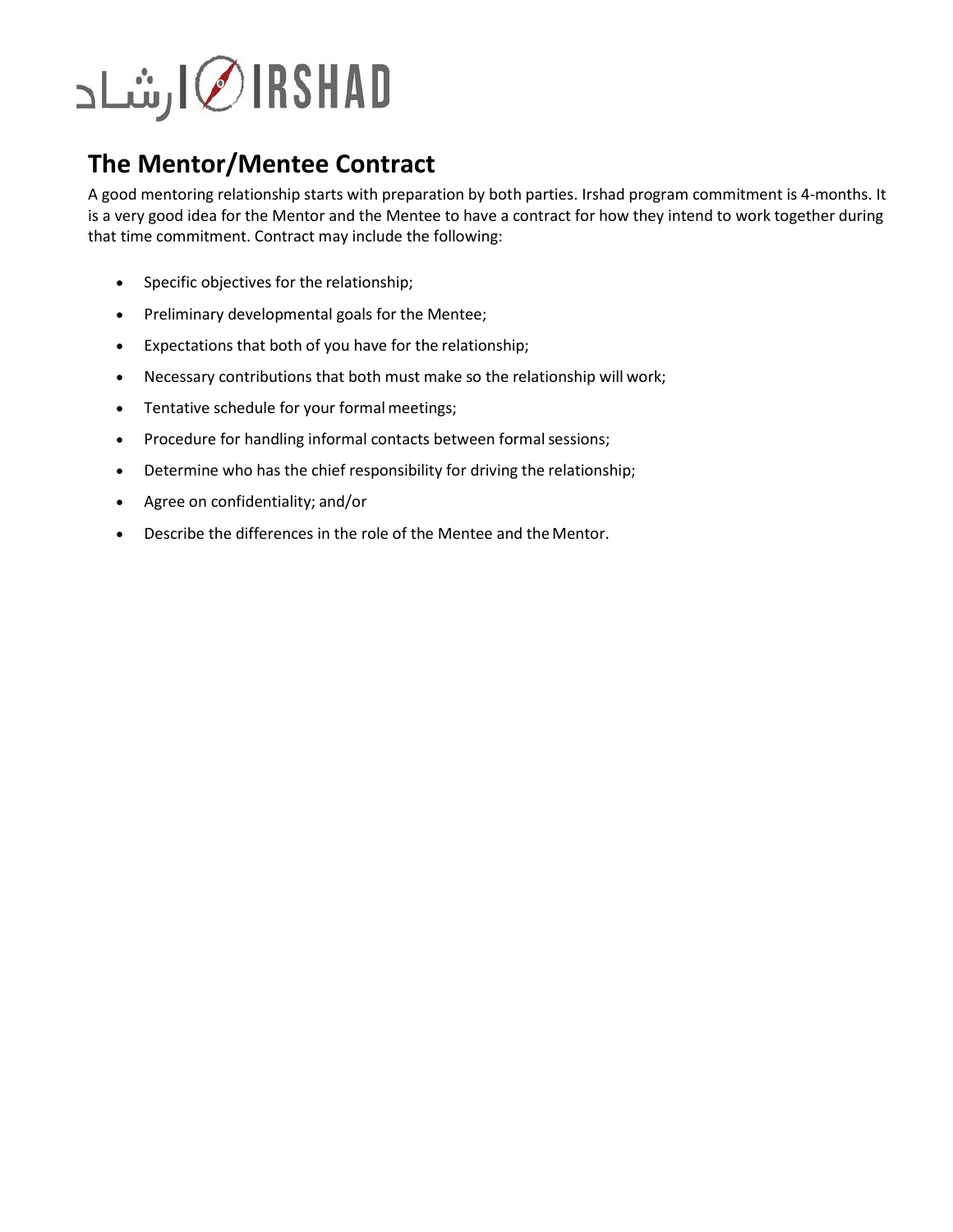ارشاد IRSHAD

# The Mentor/Mentee Contract

A good mentoring relationship starts with preparation by both parties. Irshad program commitment is 4-months. It is a very good idea for the Mentor and the Mentee to have a contract for how they intend to work together during that time commitment. Contract may include the following:

- Specific objectives for the relationship;
- Preliminary developmental goals for the Mentee;
- Expectations that both of you have for the relationship;
- Necessary contributions that both must make so the relationship will work;
- Tentative schedule for your formal meetings;
- Procedure for handling informal contacts between formal sessions;
- Determine who has the chief responsibility for driving the relationship;
- Agree on confidentiality; and/or
- Describe the differences in the role of the Mentee and the Mentor.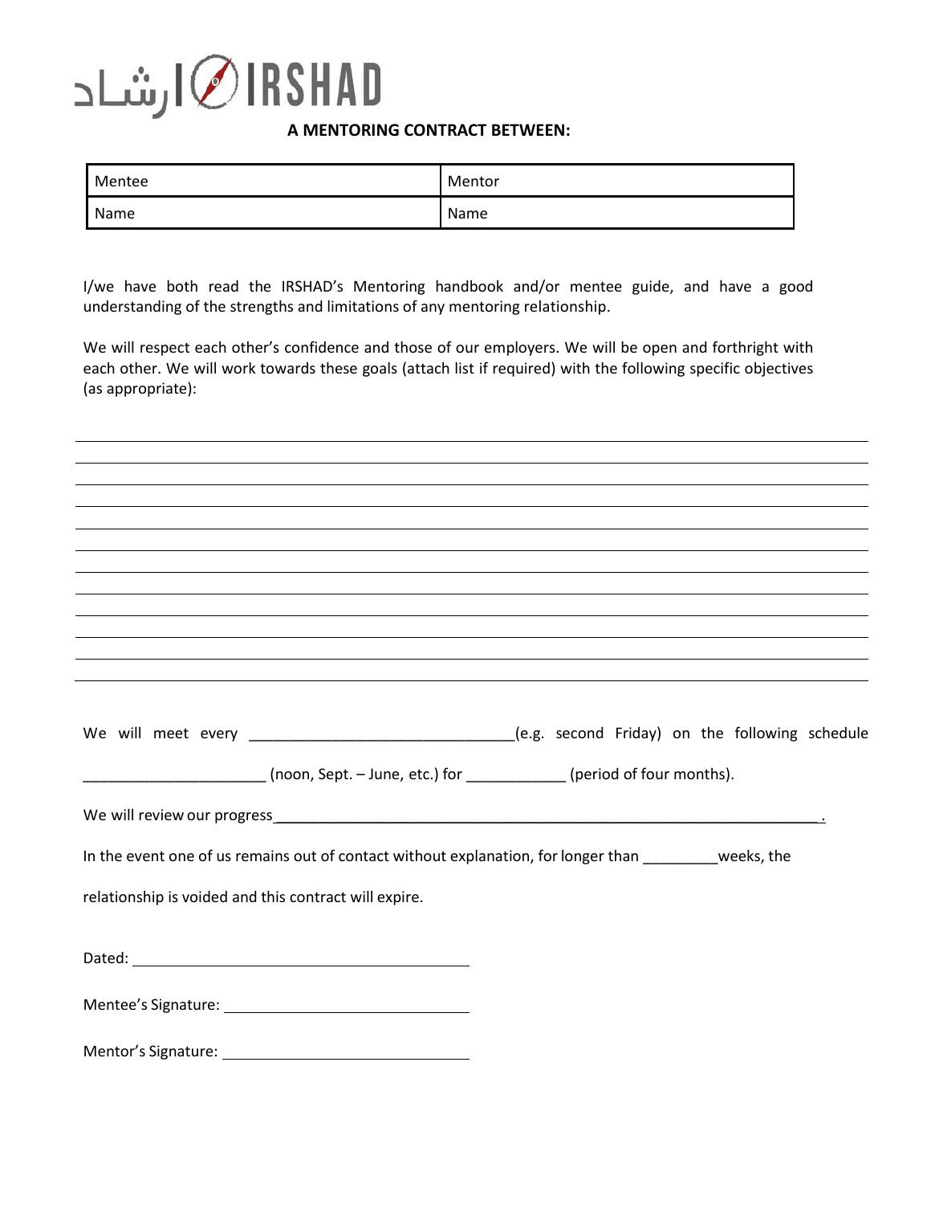ارشاد IRSHAD

**A MENTORING CONTRACT BETWEEN:**

| | |
|---|---|
| Mentee | Mentor |
| Name | Name |

I/we have both read the IRSHAD's Mentoring handbook and/or mentee guide, and have a good understanding of the strengths and limitations of any mentoring relationship.

We will respect each other's confidence and those of our employers. We will be open and forthright with each other. We will work towards these goals (attach list if required) with the following specific objectives (as appropriate):

_______________________________________________________________________________

_______________________________________________________________________________

_______________________________________________________________________________

_______________________________________________________________________________

_______________________________________________________________________________

_______________________________________________________________________________

_______________________________________________________________________________

_______________________________________________________________________________

_______________________________________________________________________________

_______________________________________________________________________________

_______________________________________________________________________________

We will meet every _______________________________(e.g. second Friday) on the following schedule _____________________ (noon, Sept. – June, etc.) for ___________ (period of four months).

We will review our progress_________________________________________________________________.

In the event one of us remains out of contact without explanation, for longer than _________weeks, the relationship is voided and this contract will expire.

Dated: ______________________________

Mentee's Signature: ______________________________

Mentor's Signature: ______________________________